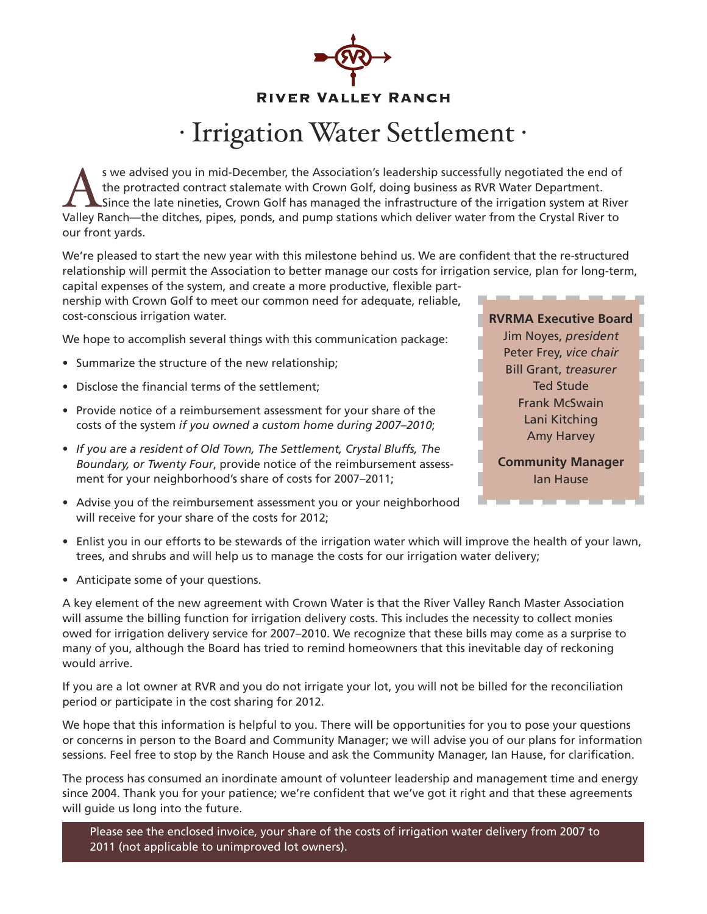RIVER VALLEY RANCH

# · Irrigation Water Settlement ·

As we advised you in mid-December, the Association's leadership successfully negotiated the end of the protracted contract stalemate with Crown Golf, doing business as RVR Water Department. Since the late nineties, Crown Golf has managed the infrastructure of the irrigation system at River Valley Ranch—the ditches, pipes, ponds, and pump stations which deliver water from the Crystal River to our front yards.

We're pleased to start the new year with this milestone behind us. We are confident that the re-structured relationship will permit the Association to better manage our costs for irrigation service, plan for long-term, capital expenses of the system, and create a more productive, flexible partnership with Crown Golf to meet our common need for adequate, reliable, cost-conscious irrigation water.

We hope to accomplish several things with this communication package:

- Summarize the structure of the new relationship;
- Disclose the financial terms of the settlement;
- Provide notice of a reimbursement assessment for your share of the costs of the system *if you owned a custom home during 2007–2010*;
- *If you are a resident of Old Town, The Settlement, Crystal Bluffs, The Boundary, or Twenty Four*, provide notice of the reimbursement assessment for your neighborhood's share of costs for 2007–2011;
- Advise you of the reimbursement assessment you or your neighborhood will receive for your share of the costs for 2012;
- Enlist you in our efforts to be stewards of the irrigation water which will improve the health of your lawn, trees, and shrubs and will help us to manage the costs for our irrigation water delivery;
- Anticipate some of your questions.

**RVRMA Executive Board**
Jim Noyes, *president*
Peter Frey, *vice chair*
Bill Grant, *treasurer*
Ted Stude
Frank McSwain
Lani Kitching
Amy Harvey

**Community Manager**
Ian Hause

A key element of the new agreement with Crown Water is that the River Valley Ranch Master Association will assume the billing function for irrigation delivery costs. This includes the necessity to collect monies owed for irrigation delivery service for 2007–2010. We recognize that these bills may come as a surprise to many of you, although the Board has tried to remind homeowners that this inevitable day of reckoning would arrive.

If you are a lot owner at RVR and you do not irrigate your lot, you will not be billed for the reconciliation period or participate in the cost sharing for 2012.

We hope that this information is helpful to you. There will be opportunities for you to pose your questions or concerns in person to the Board and Community Manager; we will advise you of our plans for information sessions. Feel free to stop by the Ranch House and ask the Community Manager, Ian Hause, for clarification.

The process has consumed an inordinate amount of volunteer leadership and management time and energy since 2004. Thank you for your patience; we're confident that we've got it right and that these agreements will guide us long into the future.

Please see the enclosed invoice, your share of the costs of irrigation water delivery from 2007 to 2011 (not applicable to unimproved lot owners).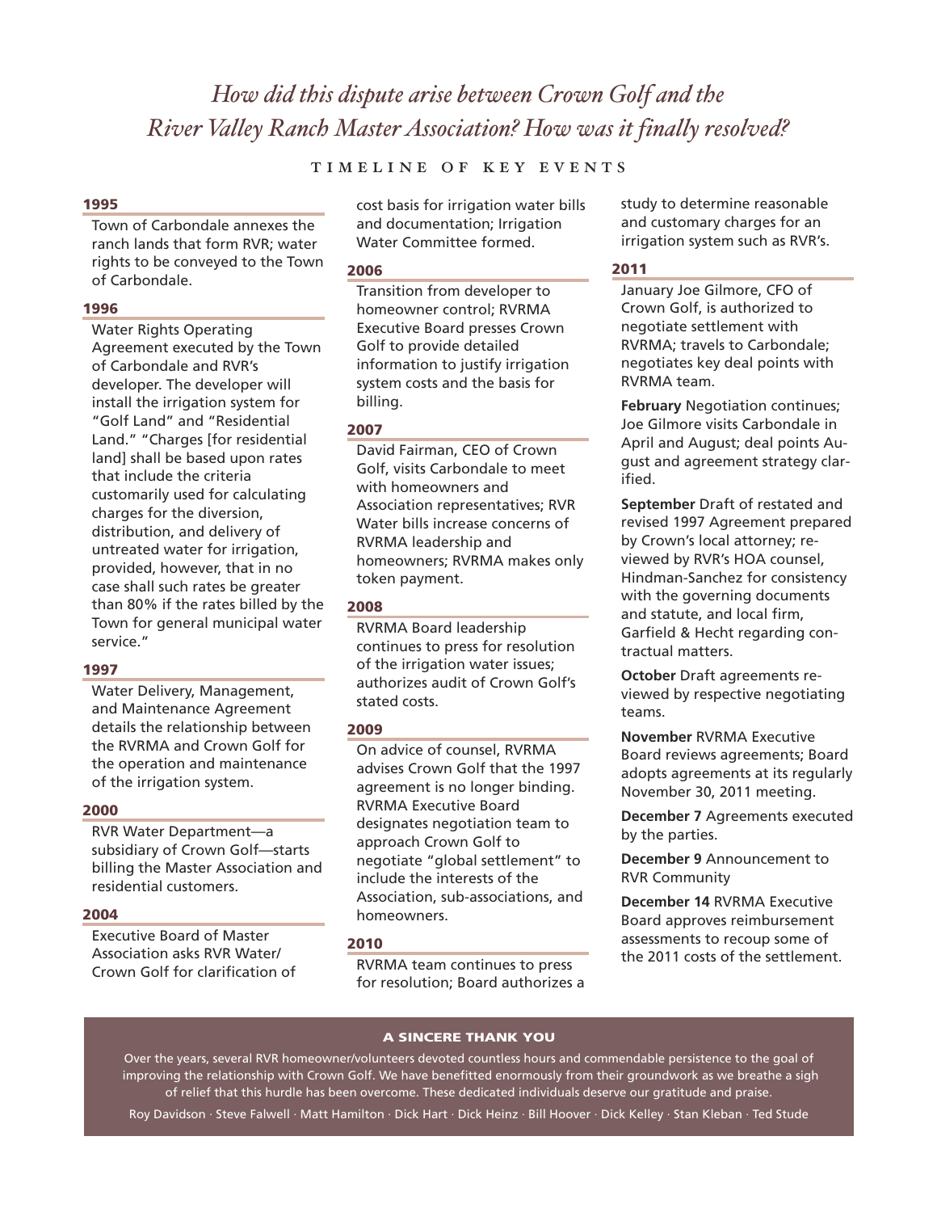# *How did this dispute arise between Crown Golf and the River Valley Ranch Master Association? How was it finally resolved?*

## TIMELINE OF KEY EVENTS

### 1995

Town of Carbondale annexes the ranch lands that form RVR; water rights to be conveyed to the Town of Carbondale.

### 1996

Water Rights Operating Agreement executed by the Town of Carbondale and RVR's developer. The developer will install the irrigation system for "Golf Land" and "Residential Land." "Charges [for residential land] shall be based upon rates that include the criteria customarily used for calculating charges for the diversion, distribution, and delivery of untreated water for irrigation, provided, however, that in no case shall such rates be greater than 80% if the rates billed by the Town for general municipal water service."

### 1997

Water Delivery, Management, and Maintenance Agreement details the relationship between the RVRMA and Crown Golf for the operation and maintenance of the irrigation system.

### 2000

RVR Water Department—a subsidiary of Crown Golf—starts billing the Master Association and residential customers.

### 2004

Executive Board of Master Association asks RVR Water/ Crown Golf for clarification of cost basis for irrigation water bills and documentation; Irrigation Water Committee formed.

### 2006

Transition from developer to homeowner control; RVRMA Executive Board presses Crown Golf to provide detailed information to justify irrigation system costs and the basis for billing.

### 2007

David Fairman, CEO of Crown Golf, visits Carbondale to meet with homeowners and Association representatives; RVR Water bills increase concerns of RVRMA leadership and homeowners; RVRMA makes only token payment.

### 2008

RVRMA Board leadership continues to press for resolution of the irrigation water issues; authorizes audit of Crown Golf's stated costs.

### 2009

On advice of counsel, RVRMA advises Crown Golf that the 1997 agreement is no longer binding. RVRMA Executive Board designates negotiation team to approach Crown Golf to negotiate "global settlement" to include the interests of the Association, sub-associations, and homeowners.

### 2010

RVRMA team continues to press for resolution; Board authorizes a study to determine reasonable and customary charges for an irrigation system such as RVR's.

### 2011

January Joe Gilmore, CFO of Crown Golf, is authorized to negotiate settlement with RVRMA; travels to Carbondale; negotiates key deal points with RVRMA team.

**February** Negotiation continues; Joe Gilmore visits Carbondale in April and August; deal points August and agreement strategy clarified.

**September** Draft of restated and revised 1997 Agreement prepared by Crown's local attorney; reviewed by RVR's HOA counsel, Hindman-Sanchez for consistency with the governing documents and statute, and local firm, Garfield & Hecht regarding contractual matters.

**October** Draft agreements reviewed by respective negotiating teams.

**November** RVRMA Executive Board reviews agreements; Board adopts agreements at its regularly November 30, 2011 meeting.

**December 7** Agreements executed by the parties.

**December 9** Announcement to RVR Community

**December 14** RVRMA Executive Board approves reimbursement assessments to recoup some of the 2011 costs of the settlement.

---

**A SINCERE THANK YOU**

Over the years, several RVR homeowner/volunteers devoted countless hours and commendable persistence to the goal of improving the relationship with Crown Golf. We have benefitted enormously from their groundwork as we breathe a sigh of relief that this hurdle has been overcome. These dedicated individuals deserve our gratitude and praise.

Roy Davidson · Steve Falwell · Matt Hamilton · Dick Hart · Dick Heinz · Bill Hoover · Dick Kelley · Stan Kleban · Ted Stude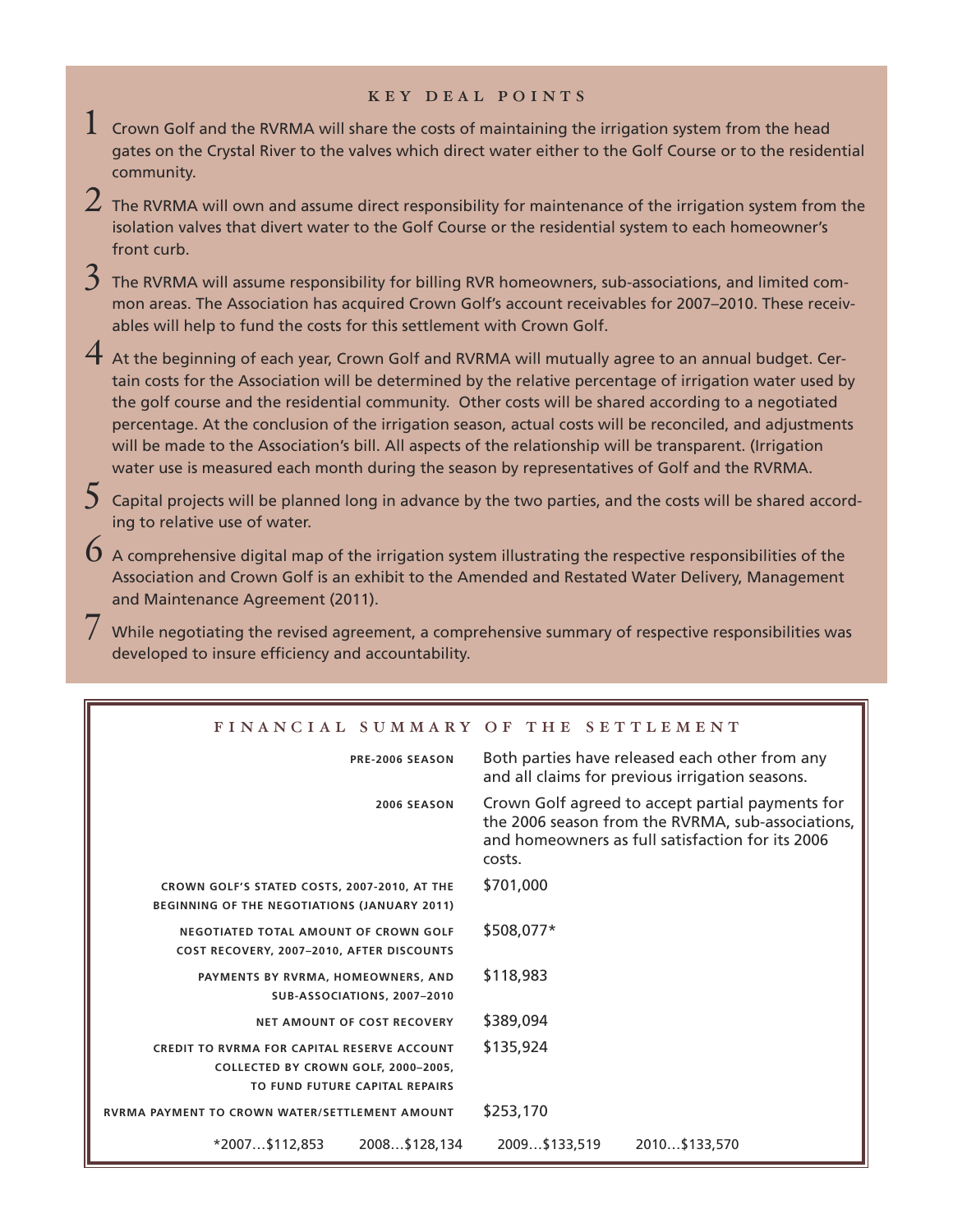## KEY DEAL POINTS

1. Crown Golf and the RVRMA will share the costs of maintaining the irrigation system from the head gates on the Crystal River to the valves which direct water either to the Golf Course or to the residential community.

2. The RVRMA will own and assume direct responsibility for maintenance of the irrigation system from the isolation valves that divert water to the Golf Course or the residential system to each homeowner's front curb.

3. The RVRMA will assume responsibility for billing RVR homeowners, sub-associations, and limited common areas. The Association has acquired Crown Golf's account receivables for 2007–2010. These receivables will help to fund the costs for this settlement with Crown Golf.

4. At the beginning of each year, Crown Golf and RVRMA will mutually agree to an annual budget. Certain costs for the Association will be determined by the relative percentage of irrigation water used by the golf course and the residential community. Other costs will be shared according to a negotiated percentage. At the conclusion of the irrigation season, actual costs will be reconciled, and adjustments will be made to the Association's bill. All aspects of the relationship will be transparent. (Irrigation water use is measured each month during the season by representatives of Golf and the RVRMA.

5. Capital projects will be planned long in advance by the two parties, and the costs will be shared according to relative use of water.

6. A comprehensive digital map of the irrigation system illustrating the respective responsibilities of the Association and Crown Golf is an exhibit to the Amended and Restated Water Delivery, Management and Maintenance Agreement (2011).

7. While negotiating the revised agreement, a comprehensive summary of respective responsibilities was developed to insure efficiency and accountability.

## FINANCIAL SUMMARY OF THE SETTLEMENT

| | |
|---|---|
| PRE-2006 SEASON | Both parties have released each other from any and all claims for previous irrigation seasons. |
| 2006 SEASON | Crown Golf agreed to accept partial payments for the 2006 season from the RVRMA, sub-associations, and homeowners as full satisfaction for its 2006 costs. |
| CROWN GOLF'S STATED COSTS, 2007-2010, AT THE BEGINNING OF THE NEGOTIATIONS (JANUARY 2011) | $701,000 |
| NEGOTIATED TOTAL AMOUNT OF CROWN GOLF COST RECOVERY, 2007–2010, AFTER DISCOUNTS | $508,077* |
| PAYMENTS BY RVRMA, HOMEOWNERS, AND SUB-ASSOCIATIONS, 2007–2010 | $118,983 |
| NET AMOUNT OF COST RECOVERY | $389,094 |
| CREDIT TO RVRMA FOR CAPITAL RESERVE ACCOUNT COLLECTED BY CROWN GOLF, 2000–2005, TO FUND FUTURE CAPITAL REPAIRS | $135,924 |
| RVRMA PAYMENT TO CROWN WATER/SETTLEMENT AMOUNT | $253,170 |

*2007…$112,853 2008…$128,134 2009…$133,519 2010…$133,570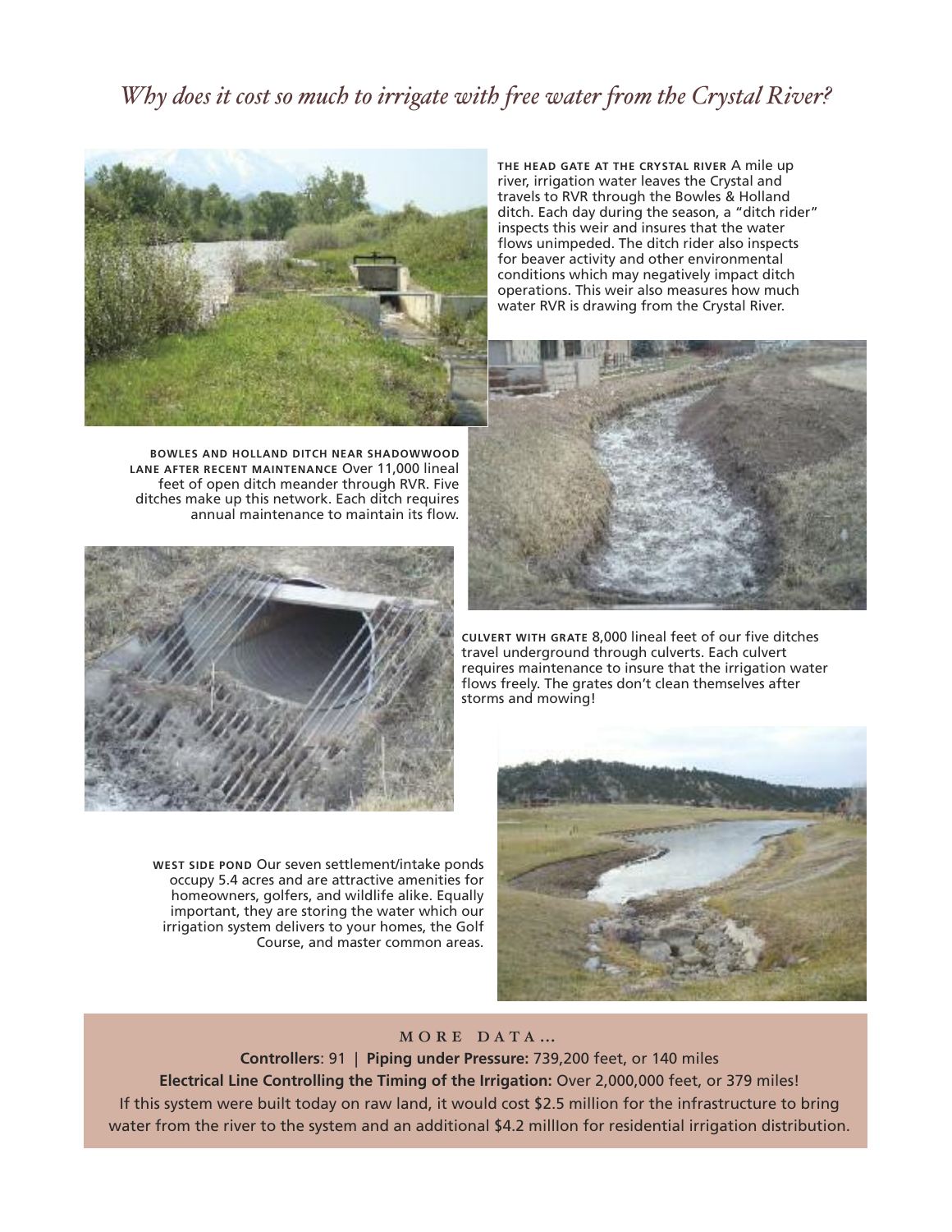# *Why does it cost so much to irrigate with free water from the Crystal River?*

**THE HEAD GATE AT THE CRYSTAL RIVER** A mile up river, irrigation water leaves the Crystal and travels to RVR through the Bowles & Holland ditch. Each day during the season, a "ditch rider" inspects this weir and insures that the water flows unimpeded. The ditch rider also inspects for beaver activity and other environmental conditions which may negatively impact ditch operations. This weir also measures how much water RVR is drawing from the Crystal River.

**BOWLES AND HOLLAND DITCH NEAR SHADOWWOOD LANE AFTER RECENT MAINTENANCE** Over 11,000 lineal feet of open ditch meander through RVR. Five ditches make up this network. Each ditch requires annual maintenance to maintain its flow.

**CULVERT WITH GRATE** 8,000 lineal feet of our five ditches travel underground through culverts. Each culvert requires maintenance to insure that the irrigation water flows freely. The grates don't clean themselves after storms and mowing!

**WEST SIDE POND** Our seven settlement/intake ponds occupy 5.4 acres and are attractive amenities for homeowners, golfers, and wildlife alike. Equally important, they are storing the water which our irrigation system delivers to your homes, the Golf Course, and master common areas.

## MORE DATA...

**Controllers**: 91 | **Piping under Pressure:** 739,200 feet, or 140 miles

**Electrical Line Controlling the Timing of the Irrigation:** Over 2,000,000 feet, or 379 miles!

If this system were built today on raw land, it would cost $2.5 million for the infrastructure to bring water from the river to the system and an additional $4.2 millIon for residential irrigation distribution.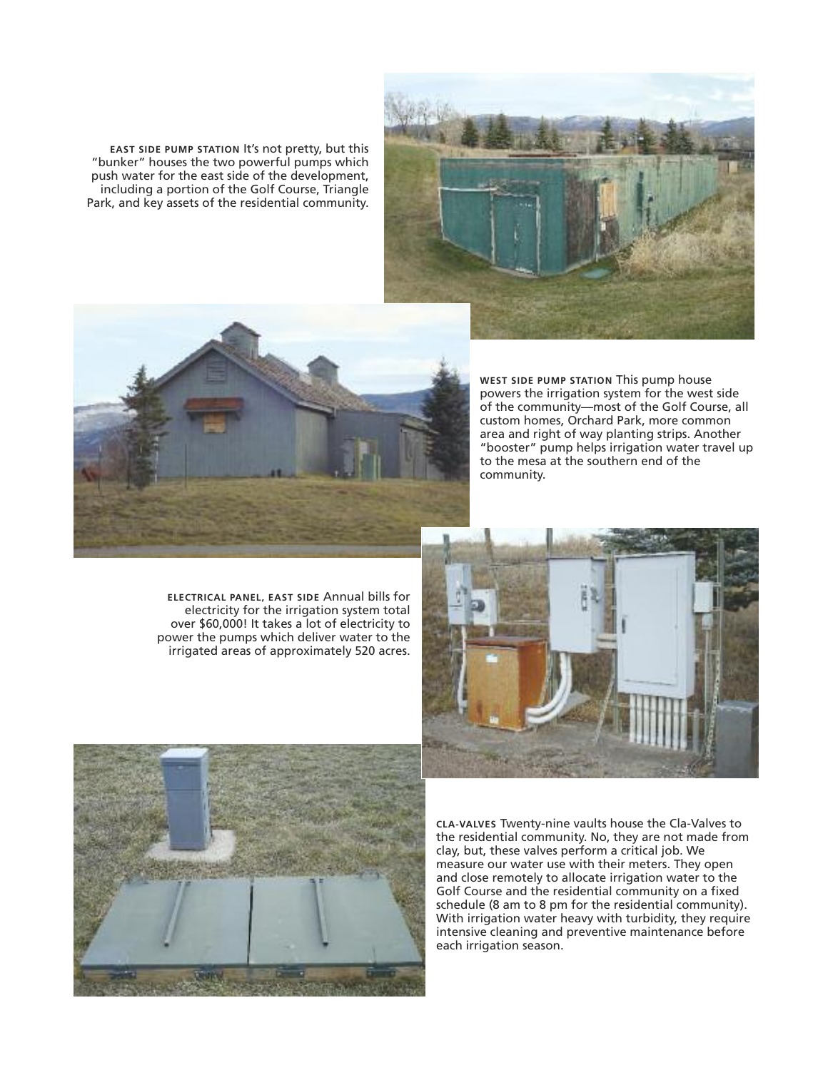**EAST SIDE PUMP STATION** It's not pretty, but this "bunker" houses the two powerful pumps which push water for the east side of the development, including a portion of the Golf Course, Triangle Park, and key assets of the residential community.

**WEST SIDE PUMP STATION** This pump house powers the irrigation system for the west side of the community—most of the Golf Course, all custom homes, Orchard Park, more common area and right of way planting strips. Another "booster" pump helps irrigation water travel up to the mesa at the southern end of the community.

**ELECTRICAL PANEL, EAST SIDE** Annual bills for electricity for the irrigation system total over $60,000! It takes a lot of electricity to power the pumps which deliver water to the irrigated areas of approximately 520 acres.

**CLA-VALVES** Twenty-nine vaults house the Cla-Valves to the residential community. No, they are not made from clay, but, these valves perform a critical job. We measure our water use with their meters. They open and close remotely to allocate irrigation water to the Golf Course and the residential community on a fixed schedule (8 am to 8 pm for the residential community). With irrigation water heavy with turbidity, they require intensive cleaning and preventive maintenance before each irrigation season.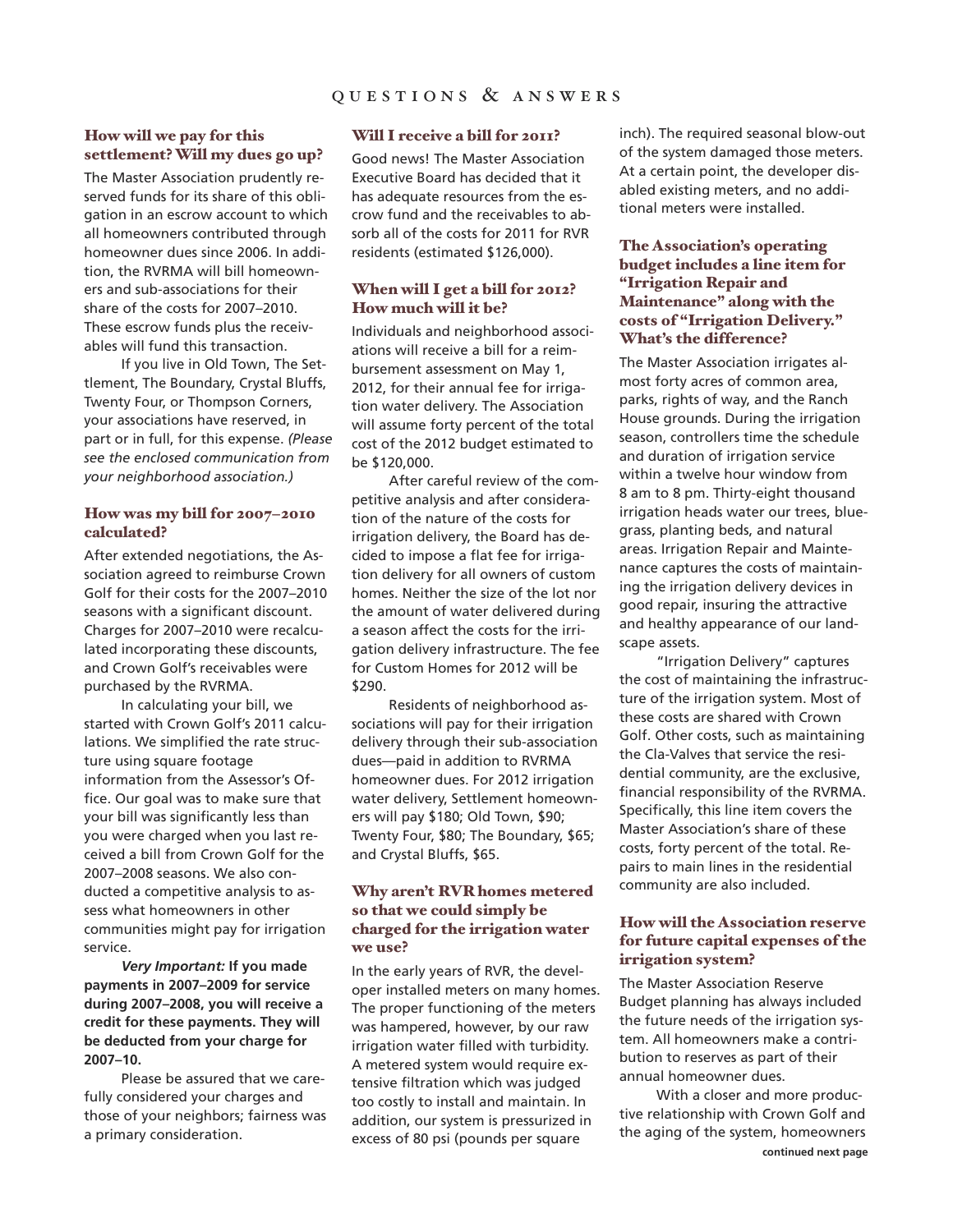# QUESTIONS & ANSWERS

## How will we pay for this settlement? Will my dues go up?

The Master Association prudently reserved funds for its share of this obligation in an escrow account to which all homeowners contributed through homeowner dues since 2006. In addition, the RVRMA will bill homeowners and sub-associations for their share of the costs for 2007–2010. These escrow funds plus the receivables will fund this transaction.

If you live in Old Town, The Settlement, The Boundary, Crystal Bluffs, Twenty Four, or Thompson Corners, your associations have reserved, in part or in full, for this expense. *(Please see the enclosed communication from your neighborhood association.)*

## How was my bill for 2007–2010 calculated?

After extended negotiations, the Association agreed to reimburse Crown Golf for their costs for the 2007–2010 seasons with a significant discount. Charges for 2007–2010 were recalculated incorporating these discounts, and Crown Golf's receivables were purchased by the RVRMA.

In calculating your bill, we started with Crown Golf's 2011 calculations. We simplified the rate structure using square footage information from the Assessor's Office. Our goal was to make sure that your bill was significantly less than you were charged when you last received a bill from Crown Golf for the 2007–2008 seasons. We also conducted a competitive analysis to assess what homeowners in other communities might pay for irrigation service.

***Very Important:*** **If you made payments in 2007–2009 for service during 2007–2008, you will receive a credit for these payments. They will be deducted from your charge for 2007–10.**

Please be assured that we carefully considered your charges and those of your neighbors; fairness was a primary consideration.

## Will I receive a bill for 2011?

Good news! The Master Association Executive Board has decided that it has adequate resources from the escrow fund and the receivables to absorb all of the costs for 2011 for RVR residents (estimated $126,000).

## When will I get a bill for 2012? How much will it be?

Individuals and neighborhood associations will receive a bill for a reimbursement assessment on May 1, 2012, for their annual fee for irrigation water delivery. The Association will assume forty percent of the total cost of the 2012 budget estimated to be $120,000.

After careful review of the competitive analysis and after consideration of the nature of the costs for irrigation delivery, the Board has decided to impose a flat fee for irrigation delivery for all owners of custom homes. Neither the size of the lot nor the amount of water delivered during a season affect the costs for the irrigation delivery infrastructure. The fee for Custom Homes for 2012 will be $290.

Residents of neighborhood associations will pay for their irrigation delivery through their sub-association dues—paid in addition to RVRMA homeowner dues. For 2012 irrigation water delivery, Settlement homeowners will pay $180; Old Town, $90; Twenty Four, $80; The Boundary, $65; and Crystal Bluffs, $65.

## Why aren't RVR homes metered so that we could simply be charged for the irrigation water we use?

In the early years of RVR, the developer installed meters on many homes. The proper functioning of the meters was hampered, however, by our raw irrigation water filled with turbidity. A metered system would require extensive filtration which was judged too costly to install and maintain. In addition, our system is pressurized in excess of 80 psi (pounds per square inch). The required seasonal blow-out of the system damaged those meters. At a certain point, the developer disabled existing meters, and no additional meters were installed.

## The Association's operating budget includes a line item for "Irrigation Repair and Maintenance" along with the costs of "Irrigation Delivery." What's the difference?

The Master Association irrigates almost forty acres of common area, parks, rights of way, and the Ranch House grounds. During the irrigation season, controllers time the schedule and duration of irrigation service within a twelve hour window from 8 am to 8 pm. Thirty-eight thousand irrigation heads water our trees, bluegrass, planting beds, and natural areas. Irrigation Repair and Maintenance captures the costs of maintaining the irrigation delivery devices in good repair, insuring the attractive and healthy appearance of our landscape assets.

"Irrigation Delivery" captures the cost of maintaining the infrastructure of the irrigation system. Most of these costs are shared with Crown Golf. Other costs, such as maintaining the Cla-Valves that service the residential community, are the exclusive, financial responsibility of the RVRMA. Specifically, this line item covers the Master Association's share of these costs, forty percent of the total. Repairs to main lines in the residential community are also included.

## How will the Association reserve for future capital expenses of the irrigation system?

The Master Association Reserve Budget planning has always included the future needs of the irrigation system. All homeowners make a contribution to reserves as part of their annual homeowner dues.

With a closer and more productive relationship with Crown Golf and the aging of the system, homeowners

**continued next page**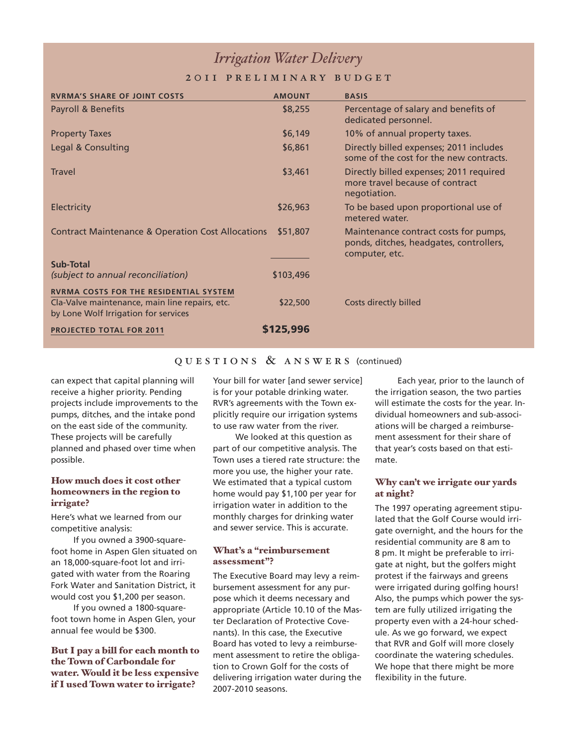## *Irrigation Water Delivery*

### 2011 PRELIMINARY BUDGET

| RVRMA'S SHARE OF JOINT COSTS | AMOUNT | BASIS |
|---|---|---|
| Payroll & Benefits | $8,255 | Percentage of salary and benefits of dedicated personnel. |
| Property Taxes | $6,149 | 10% of annual property taxes. |
| Legal & Consulting | $6,861 | Directly billed expenses; 2011 includes some of the cost for the new contracts. |
| Travel | $3,461 | Directly billed expenses; 2011 required more travel because of contract negotiation. |
| Electricity | $26,963 | To be based upon proportional use of metered water. |
| Contract Maintenance & Operation Cost Allocations | $51,807 | Maintenance contract costs for pumps, ponds, ditches, headgates, controllers, computer, etc. |
| **Sub-Total** *(subject to annual reconciliation)* | $103,496 | |
| **RVRMA COSTS FOR THE RESIDENTIAL SYSTEM** | | |
| Cla-Valve maintenance, main line repairs, etc. by Lone Wolf Irrigation for services | $22,500 | Costs directly billed |
| **PROJECTED TOTAL FOR 2011** | **$125,996** | |

### QUESTIONS & ANSWERS (continued)

can expect that capital planning will receive a higher priority. Pending projects include improvements to the pumps, ditches, and the intake pond on the east side of the community. These projects will be carefully planned and phased over time when possible.

#### How much does it cost other homeowners in the region to irrigate?

Here's what we learned from our competitive analysis:

If you owned a 3900-square-foot home in Aspen Glen situated on an 18,000-square-foot lot and irrigated with water from the Roaring Fork Water and Sanitation District, it would cost you $1,200 per season.

If you owned a 1800-square-foot town home in Aspen Glen, your annual fee would be $300.

#### But I pay a bill for each month to the Town of Carbondale for water. Would it be less expensive if I used Town water to irrigate?

Your bill for water [and sewer service] is for your potable drinking water. RVR's agreements with the Town explicitly require our irrigation systems to use raw water from the river.

We looked at this question as part of our competitive analysis. The Town uses a tiered rate structure: the more you use, the higher your rate. We estimated that a typical custom home would pay $1,100 per year for irrigation water in addition to the monthly charges for drinking water and sewer service. This is accurate.

#### What's a "reimbursement assessment"?

The Executive Board may levy a reimbursement assessment for any purpose which it deems necessary and appropriate (Article 10.10 of the Master Declaration of Protective Covenants). In this case, the Executive Board has voted to levy a reimbursement assessment to retire the obligation to Crown Golf for the costs of delivering irrigation water during the 2007-2010 seasons.

Each year, prior to the launch of the irrigation season, the two parties will estimate the costs for the year. Individual homeowners and sub-associations will be charged a reimbursement assessment for their share of that year's costs based on that estimate.

#### Why can't we irrigate our yards at night?

The 1997 operating agreement stipulated that the Golf Course would irrigate overnight, and the hours for the residential community are 8 am to 8 pm. It might be preferable to irrigate at night, but the golfers might protest if the fairways and greens were irrigated during golfing hours! Also, the pumps which power the system are fully utilized irrigating the property even with a 24-hour schedule. As we go forward, we expect that RVR and Golf will more closely coordinate the watering schedules. We hope that there might be more flexibility in the future.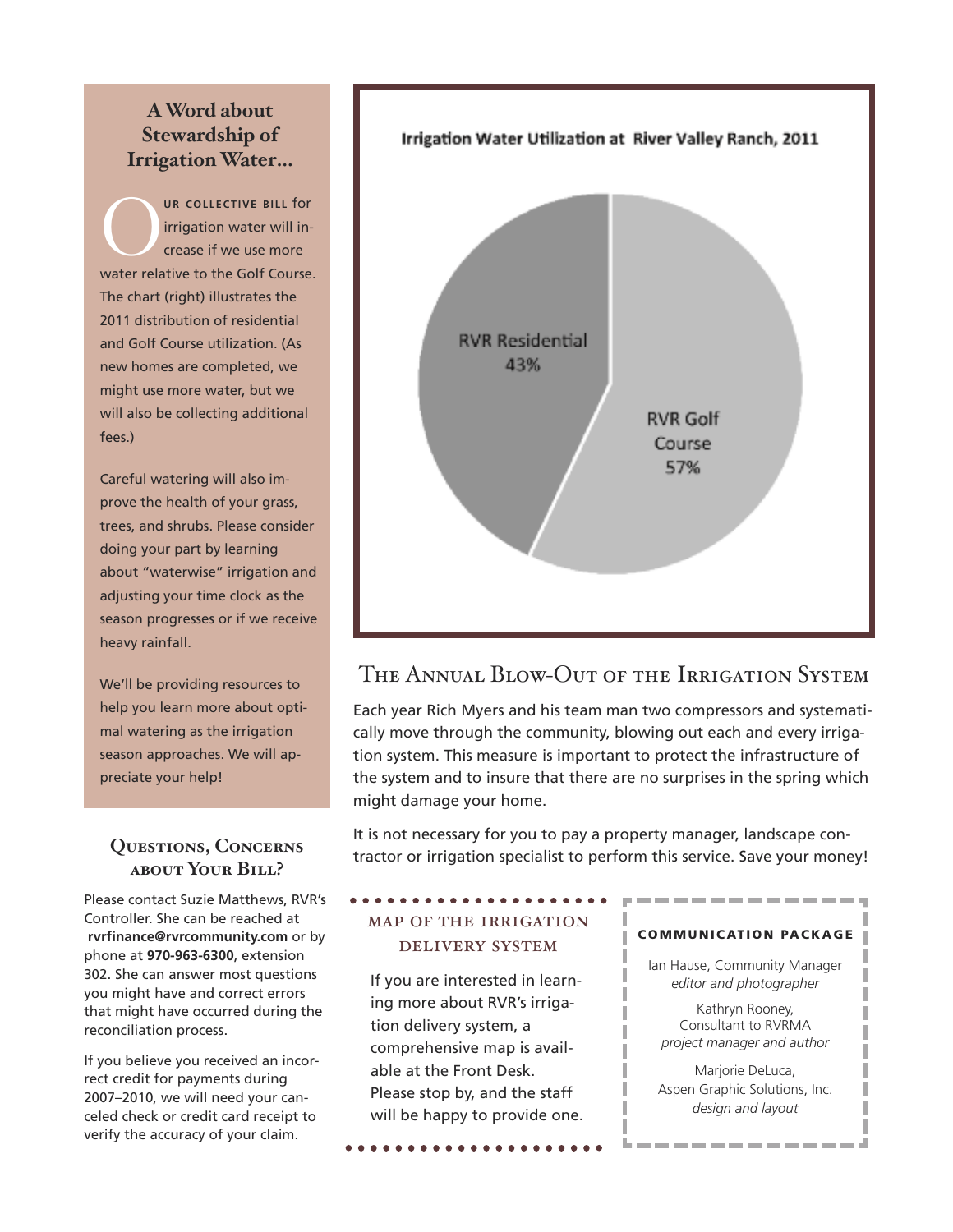## A Word about Stewardship of Irrigation Water...

Our collective bill for irrigation water will increase if we use more water relative to the Golf Course. The chart (right) illustrates the 2011 distribution of residential and Golf Course utilization. (As new homes are completed, we might use more water, but we will also be collecting additional fees.)

Careful watering will also improve the health of your grass, trees, and shrubs. Please consider doing your part by learning about "waterwise" irrigation and adjusting your time clock as the season progresses or if we receive heavy rainfall.

We'll be providing resources to help you learn more about optimal watering as the irrigation season approaches. We will appreciate your help!

Irrigation Water Utilization at River Valley Ranch, 2011

RVR Residential 43%

RVR Golf Course 57%

## The Annual Blow-Out of the Irrigation System

Each year Rich Myers and his team man two compressors and systematically move through the community, blowing out each and every irrigation system. This measure is important to protect the infrastructure of the system and to insure that there are no surprises in the spring which might damage your home.

It is not necessary for you to pay a property manager, landscape contractor or irrigation specialist to perform this service. Save your money!

## Questions, Concerns about Your Bill?

Please contact Suzie Matthews, RVR's Controller. She can be reached at **rvrfinance@rvrcommunity.com** or by phone at **970-963-6300**, extension 302. She can answer most questions you might have and correct errors that might have occurred during the reconciliation process.

If you believe you received an incorrect credit for payments during 2007–2010, we will need your canceled check or credit card receipt to verify the accuracy of your claim.

## Map of the Irrigation Delivery System

If you are interested in learning more about RVR's irrigation delivery system, a comprehensive map is available at the Front Desk. Please stop by, and the staff will be happy to provide one.

## Communication Package

Ian Hause, Community Manager
*editor and photographer*

Kathryn Rooney,
Consultant to RVRMA
*project manager and author*

Marjorie DeLuca,
Aspen Graphic Solutions, Inc.
*design and layout*